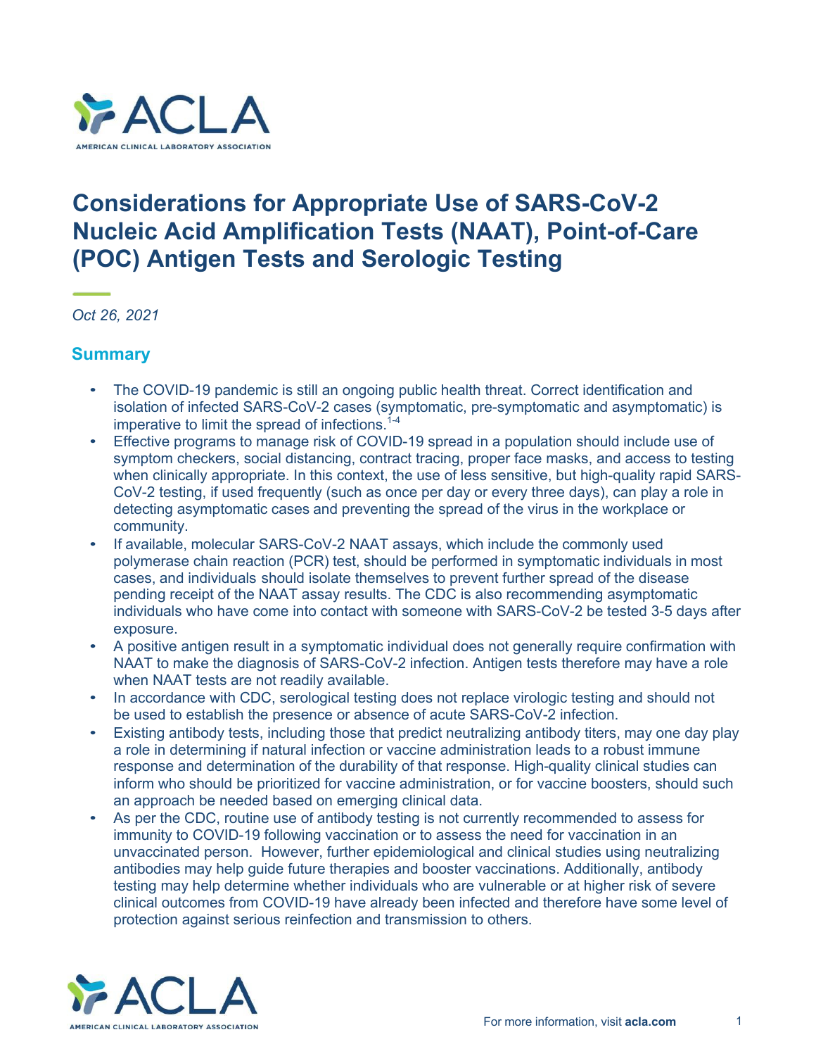# Considerations for Appropriate Use of SARS-CoV-2 Nucleic Acid Amplification Tests (NAAT), Point-of-Care (POC) Antigen Tests and Serologic Testing

*Oct 26, 2021*

## Summary

- The COVID-19 pandemic is still an ongoing public health threat. Correct identification and isolation of infected SARS-CoV-2 cases (symptomatic, pre-symptomatic and asymptomatic) is imperative to limit the spread of infections.[1-4]
- Effective programs to manage risk of COVID-19 spread in a population should include use of symptom checkers, social distancing, contract tracing, proper face masks, and access to testing when clinically appropriate. In this context, the use of less sensitive, but high-quality rapid SARS-CoV-2 testing, if used frequently (such as once per day or every three days), can play a role in detecting asymptomatic cases and preventing the spread of the virus in the workplace or community.
- If available, molecular SARS-CoV-2 NAAT assays, which include the commonly used polymerase chain reaction (PCR) test, should be performed in symptomatic individuals in most cases, and individuals should isolate themselves to prevent further spread of the disease pending receipt of the NAAT assay results. The CDC is also recommending asymptomatic individuals who have come into contact with someone with SARS-CoV-2 be tested 3-5 days after exposure.
- A positive antigen result in a symptomatic individual does not generally require confirmation with NAAT to make the diagnosis of SARS-CoV-2 infection. Antigen tests therefore may have a role when NAAT tests are not readily available.
- In accordance with CDC, serological testing does not replace virologic testing and should not be used to establish the presence or absence of acute SARS-CoV-2 infection.
- Existing antibody tests, including those that predict neutralizing antibody titers, may one day play a role in determining if natural infection or vaccine administration leads to a robust immune response and determination of the durability of that response. High-quality clinical studies can inform who should be prioritized for vaccine administration, or for vaccine boosters, should such an approach be needed based on emerging clinical data.
- As per the CDC, routine use of antibody testing is not currently recommended to assess for immunity to COVID-19 following vaccination or to assess the need for vaccination in an unvaccinated person. However, further epidemiological and clinical studies using neutralizing antibodies may help guide future therapies and booster vaccinations. Additionally, antibody testing may help determine whether individuals who are vulnerable or at higher risk of severe clinical outcomes from COVID-19 have already been infected and therefore have some level of protection against serious reinfection and transmission to others.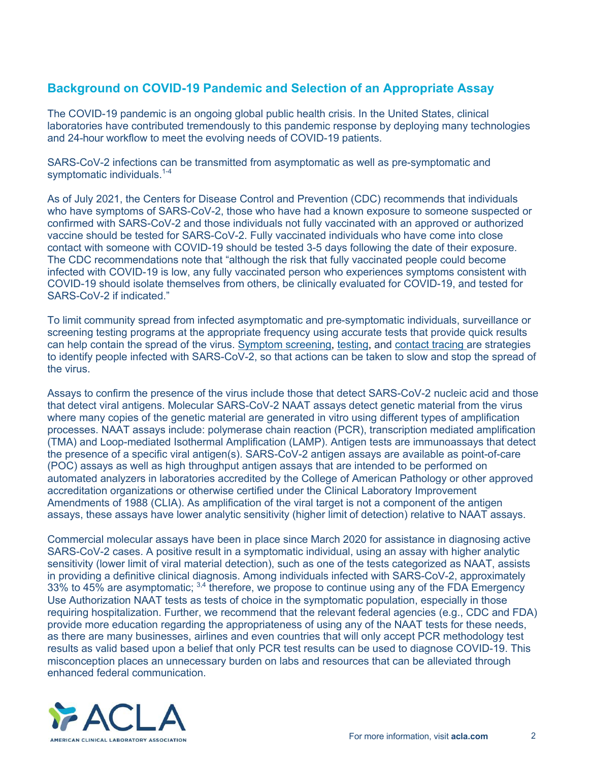## Background on COVID-19 Pandemic and Selection of an Appropriate Assay

The COVID-19 pandemic is an ongoing global public health crisis. In the United States, clinical laboratories have contributed tremendously to this pandemic response by deploying many technologies and 24-hour workflow to meet the evolving needs of COVID-19 patients.

SARS-CoV-2 infections can be transmitted from asymptomatic as well as pre-symptomatic and symptomatic individuals.[1-4]

As of July 2021, the Centers for Disease Control and Prevention (CDC) recommends that individuals who have symptoms of SARS-CoV-2, those who have had a known exposure to someone suspected or confirmed with SARS-CoV-2 and those individuals not fully vaccinated with an approved or authorized vaccine should be tested for SARS-CoV-2. Fully vaccinated individuals who have come into close contact with someone with COVID-19 should be tested 3-5 days following the date of their exposure. The CDC recommendations note that "although the risk that fully vaccinated people could become infected with COVID-19 is low, any fully vaccinated person who experiences symptoms consistent with COVID-19 should isolate themselves from others, be clinically evaluated for COVID-19, and tested for SARS-CoV-2 if indicated."

To limit community spread from infected asymptomatic and pre-symptomatic individuals, surveillance or screening testing programs at the appropriate frequency using accurate tests that provide quick results can help contain the spread of the virus. Symptom screening, testing, and contact tracing are strategies to identify people infected with SARS-CoV-2, so that actions can be taken to slow and stop the spread of the virus.

Assays to confirm the presence of the virus include those that detect SARS-CoV-2 nucleic acid and those that detect viral antigens. Molecular SARS-CoV-2 NAAT assays detect genetic material from the virus where many copies of the genetic material are generated in vitro using different types of amplification processes. NAAT assays include: polymerase chain reaction (PCR), transcription mediated amplification (TMA) and Loop-mediated Isothermal Amplification (LAMP). Antigen tests are immunoassays that detect the presence of a specific viral antigen(s). SARS-CoV-2 antigen assays are available as point-of-care (POC) assays as well as high throughput antigen assays that are intended to be performed on automated analyzers in laboratories accredited by the College of American Pathology or other approved accreditation organizations or otherwise certified under the Clinical Laboratory Improvement Amendments of 1988 (CLIA). As amplification of the viral target is not a component of the antigen assays, these assays have lower analytic sensitivity (higher limit of detection) relative to NAAT assays.

Commercial molecular assays have been in place since March 2020 for assistance in diagnosing active SARS-CoV-2 cases. A positive result in a symptomatic individual, using an assay with higher analytic sensitivity (lower limit of viral material detection), such as one of the tests categorized as NAAT, assists in providing a definitive clinical diagnosis. Among individuals infected with SARS-CoV-2, approximately 33% to 45% are asymptomatic; [3,4] therefore, we propose to continue using any of the FDA Emergency Use Authorization NAAT tests as tests of choice in the symptomatic population, especially in those requiring hospitalization. Further, we recommend that the relevant federal agencies (e.g., CDC and FDA) provide more education regarding the appropriateness of using any of the NAAT tests for these needs, as there are many businesses, airlines and even countries that will only accept PCR methodology test results as valid based upon a belief that only PCR test results can be used to diagnose COVID-19. This misconception places an unnecessary burden on labs and resources that can be alleviated through enhanced federal communication.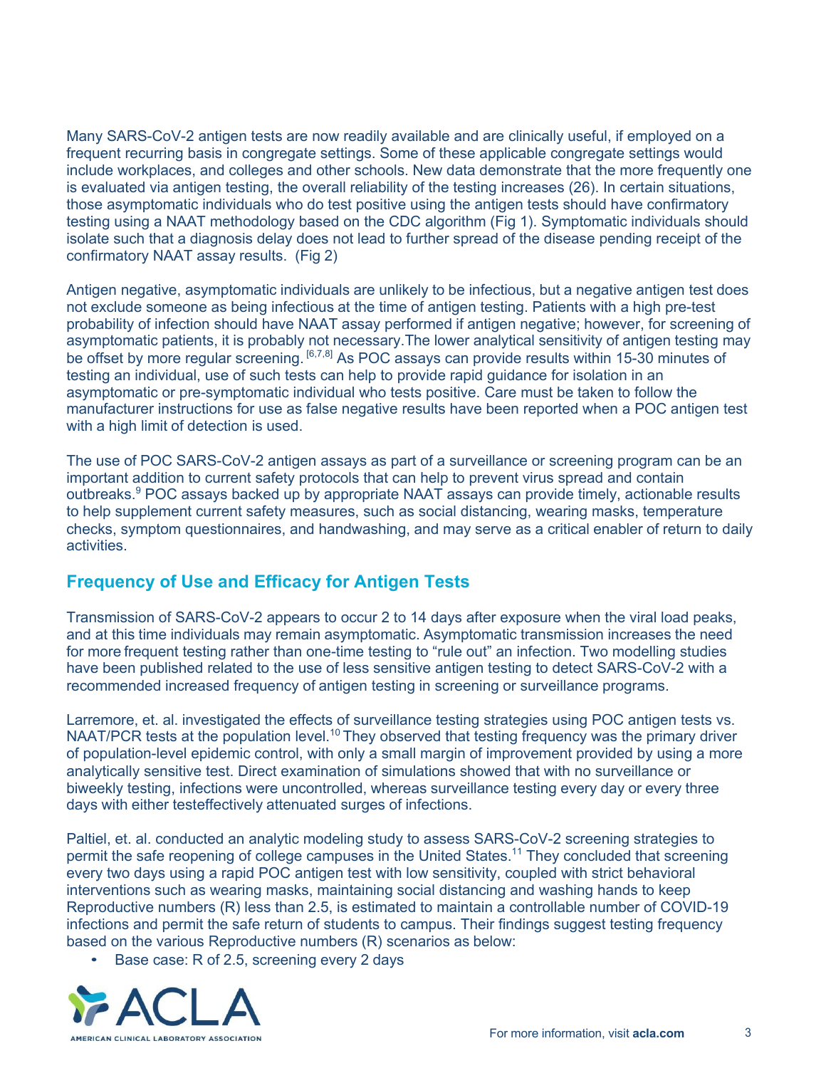Many SARS-CoV-2 antigen tests are now readily available and are clinically useful, if employed on a frequent recurring basis in congregate settings. Some of these applicable congregate settings would include workplaces, and colleges and other schools. New data demonstrate that the more frequently one is evaluated via antigen testing, the overall reliability of the testing increases (26). In certain situations, those asymptomatic individuals who do test positive using the antigen tests should have confirmatory testing using a NAAT methodology based on the CDC algorithm (Fig 1). Symptomatic individuals should isolate such that a diagnosis delay does not lead to further spread of the disease pending receipt of the confirmatory NAAT assay results. (Fig 2)

Antigen negative, asymptomatic individuals are unlikely to be infectious, but a negative antigen test does not exclude someone as being infectious at the time of antigen testing. Patients with a high pre-test probability of infection should have NAAT assay performed if antigen negative; however, for screening of asymptomatic patients, it is probably not necessary.The lower analytical sensitivity of antigen testing may be offset by more regular screening. [6,7,8] As POC assays can provide results within 15-30 minutes of testing an individual, use of such tests can help to provide rapid guidance for isolation in an asymptomatic or pre-symptomatic individual who tests positive. Care must be taken to follow the manufacturer instructions for use as false negative results have been reported when a POC antigen test with a high limit of detection is used.

The use of POC SARS-CoV-2 antigen assays as part of a surveillance or screening program can be an important addition to current safety protocols that can help to prevent virus spread and contain outbreaks.[9] POC assays backed up by appropriate NAAT assays can provide timely, actionable results to help supplement current safety measures, such as social distancing, wearing masks, temperature checks, symptom questionnaires, and handwashing, and may serve as a critical enabler of return to daily activities.

## Frequency of Use and Efficacy for Antigen Tests

Transmission of SARS-CoV-2 appears to occur 2 to 14 days after exposure when the viral load peaks, and at this time individuals may remain asymptomatic. Asymptomatic transmission increases the need for more frequent testing rather than one-time testing to "rule out" an infection. Two modelling studies have been published related to the use of less sensitive antigen testing to detect SARS-CoV-2 with a recommended increased frequency of antigen testing in screening or surveillance programs.

Larremore, et. al. investigated the effects of surveillance testing strategies using POC antigen tests vs. NAAT/PCR tests at the population level.[10] They observed that testing frequency was the primary driver of population-level epidemic control, with only a small margin of improvement provided by using a more analytically sensitive test. Direct examination of simulations showed that with no surveillance or biweekly testing, infections were uncontrolled, whereas surveillance testing every day or every three days with either testeffectively attenuated surges of infections.

Paltiel, et. al. conducted an analytic modeling study to assess SARS-CoV-2 screening strategies to permit the safe reopening of college campuses in the United States.[11] They concluded that screening every two days using a rapid POC antigen test with low sensitivity, coupled with strict behavioral interventions such as wearing masks, maintaining social distancing and washing hands to keep Reproductive numbers (R) less than 2.5, is estimated to maintain a controllable number of COVID-19 infections and permit the safe return of students to campus. Their findings suggest testing frequency based on the various Reproductive numbers (R) scenarios as below:

- Base case: R of 2.5, screening every 2 days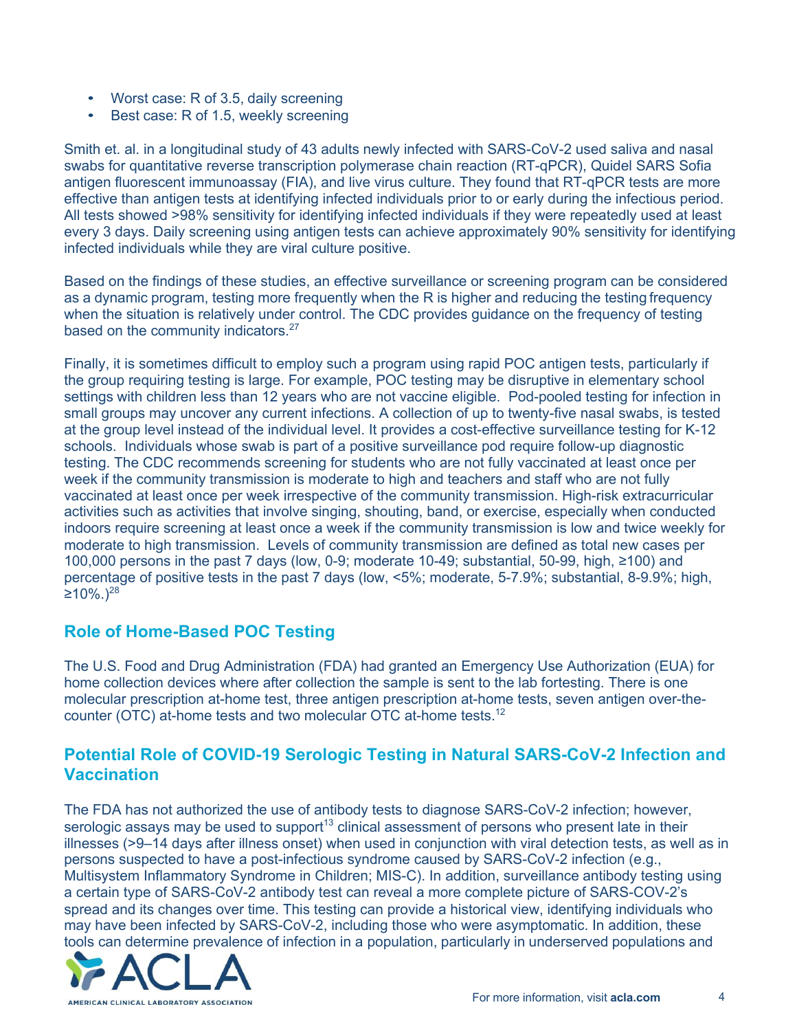- Worst case: R of 3.5, daily screening
- Best case: R of 1.5, weekly screening

Smith et. al. in a longitudinal study of 43 adults newly infected with SARS-CoV-2 used saliva and nasal swabs for quantitative reverse transcription polymerase chain reaction (RT-qPCR), Quidel SARS Sofia antigen fluorescent immunoassay (FIA), and live virus culture. They found that RT-qPCR tests are more effective than antigen tests at identifying infected individuals prior to or early during the infectious period. All tests showed >98% sensitivity for identifying infected individuals if they were repeatedly used at least every 3 days. Daily screening using antigen tests can achieve approximately 90% sensitivity for identifying infected individuals while they are viral culture positive.

Based on the findings of these studies, an effective surveillance or screening program can be considered as a dynamic program, testing more frequently when the R is higher and reducing the testing frequency when the situation is relatively under control. The CDC provides guidance on the frequency of testing based on the community indicators.[27]

Finally, it is sometimes difficult to employ such a program using rapid POC antigen tests, particularly if the group requiring testing is large. For example, POC testing may be disruptive in elementary school settings with children less than 12 years who are not vaccine eligible. Pod-pooled testing for infection in small groups may uncover any current infections. A collection of up to twenty-five nasal swabs, is tested at the group level instead of the individual level. It provides a cost-effective surveillance testing for K-12 schools. Individuals whose swab is part of a positive surveillance pod require follow-up diagnostic testing. The CDC recommends screening for students who are not fully vaccinated at least once per week if the community transmission is moderate to high and teachers and staff who are not fully vaccinated at least once per week irrespective of the community transmission. High-risk extracurricular activities such as activities that involve singing, shouting, band, or exercise, especially when conducted indoors require screening at least once a week if the community transmission is low and twice weekly for moderate to high transmission. Levels of community transmission are defined as total new cases per 100,000 persons in the past 7 days (low, 0-9; moderate 10-49; substantial, 50-99, high, ≥100) and percentage of positive tests in the past 7 days (low, <5%; moderate, 5-7.9%; substantial, 8-9.9%; high, ≥10%.)[28]

## Role of Home-Based POC Testing

The U.S. Food and Drug Administration (FDA) had granted an Emergency Use Authorization (EUA) for home collection devices where after collection the sample is sent to the lab fortesting. There is one molecular prescription at-home test, three antigen prescription at-home tests, seven antigen over-the-counter (OTC) at-home tests and two molecular OTC at-home tests.[12]

## Potential Role of COVID-19 Serologic Testing in Natural SARS-CoV-2 Infection and Vaccination

The FDA has not authorized the use of antibody tests to diagnose SARS-CoV-2 infection; however, serologic assays may be used to support[13] clinical assessment of persons who present late in their illnesses (>9–14 days after illness onset) when used in conjunction with viral detection tests, as well as in persons suspected to have a post-infectious syndrome caused by SARS-CoV-2 infection (e.g., Multisystem Inflammatory Syndrome in Children; MIS-C). In addition, surveillance antibody testing using a certain type of SARS-CoV-2 antibody test can reveal a more complete picture of SARS-COV-2's spread and its changes over time. This testing can provide a historical view, identifying individuals who may have been infected by SARS-CoV-2, including those who were asymptomatic. In addition, these tools can determine prevalence of infection in a population, particularly in underserved populations and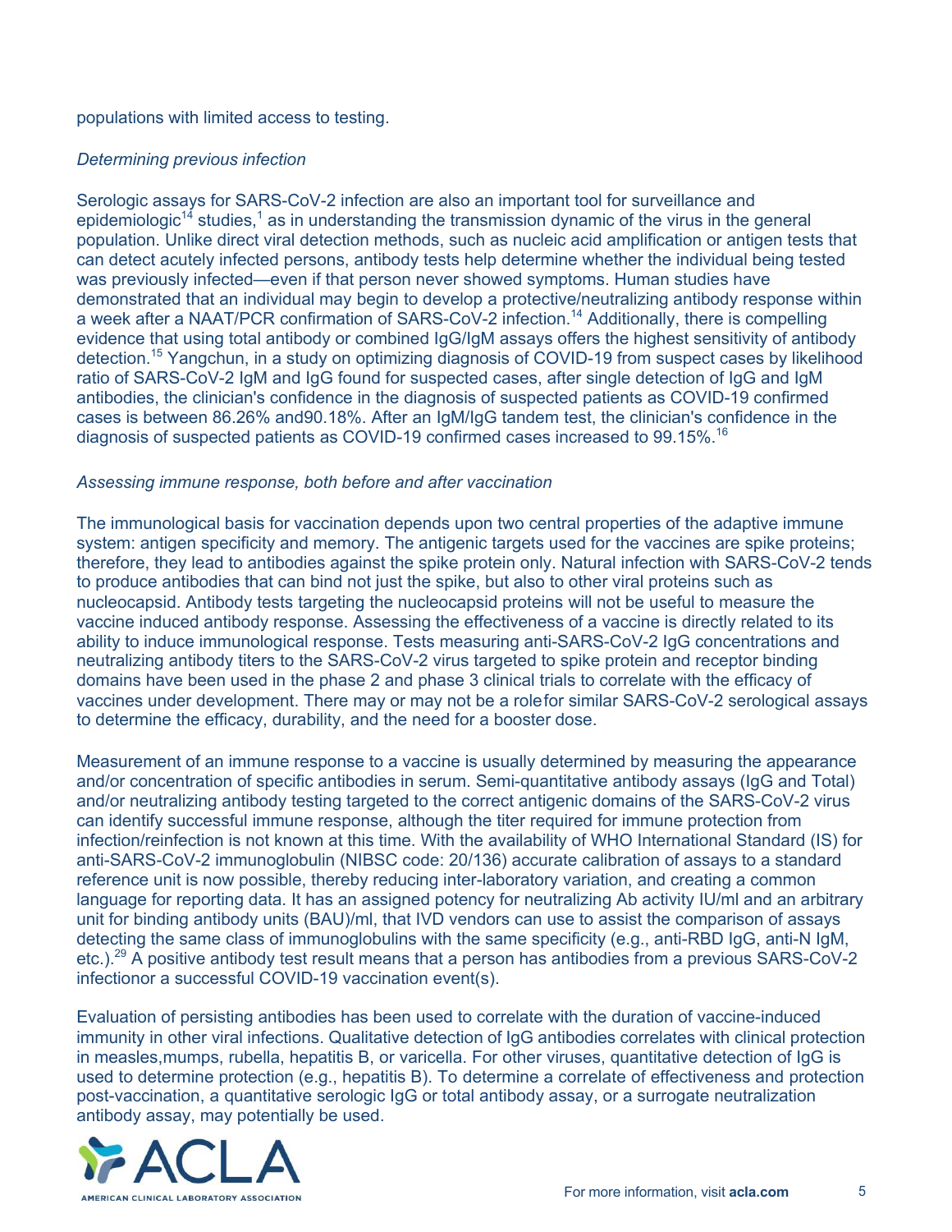populations with limited access to testing.

*Determining previous infection*

Serologic assays for SARS-CoV-2 infection are also an important tool for surveillance and epidemiologic[14] studies,[1] as in understanding the transmission dynamic of the virus in the general population. Unlike direct viral detection methods, such as nucleic acid amplification or antigen tests that can detect acutely infected persons, antibody tests help determine whether the individual being tested was previously infected—even if that person never showed symptoms. Human studies have demonstrated that an individual may begin to develop a protective/neutralizing antibody response within a week after a NAAT/PCR confirmation of SARS-CoV-2 infection.[14] Additionally, there is compelling evidence that using total antibody or combined IgG/IgM assays offers the highest sensitivity of antibody detection.[15] Yangchun, in a study on optimizing diagnosis of COVID-19 from suspect cases by likelihood ratio of SARS-CoV-2 IgM and IgG found for suspected cases, after single detection of IgG and IgM antibodies, the clinician's confidence in the diagnosis of suspected patients as COVID-19 confirmed cases is between 86.26% and90.18%. After an IgM/IgG tandem test, the clinician's confidence in the diagnosis of suspected patients as COVID-19 confirmed cases increased to 99.15%.[16]

*Assessing immune response, both before and after vaccination*

The immunological basis for vaccination depends upon two central properties of the adaptive immune system: antigen specificity and memory. The antigenic targets used for the vaccines are spike proteins; therefore, they lead to antibodies against the spike protein only. Natural infection with SARS-CoV-2 tends to produce antibodies that can bind not just the spike, but also to other viral proteins such as nucleocapsid. Antibody tests targeting the nucleocapsid proteins will not be useful to measure the vaccine induced antibody response. Assessing the effectiveness of a vaccine is directly related to its ability to induce immunological response. Tests measuring anti-SARS-CoV-2 IgG concentrations and neutralizing antibody titers to the SARS-CoV-2 virus targeted to spike protein and receptor binding domains have been used in the phase 2 and phase 3 clinical trials to correlate with the efficacy of vaccines under development. There may or may not be a rolefor similar SARS-CoV-2 serological assays to determine the efficacy, durability, and the need for a booster dose.

Measurement of an immune response to a vaccine is usually determined by measuring the appearance and/or concentration of specific antibodies in serum. Semi-quantitative antibody assays (IgG and Total) and/or neutralizing antibody testing targeted to the correct antigenic domains of the SARS-CoV-2 virus can identify successful immune response, although the titer required for immune protection from infection/reinfection is not known at this time. With the availability of WHO International Standard (IS) for anti-SARS-CoV-2 immunoglobulin (NIBSC code: 20/136) accurate calibration of assays to a standard reference unit is now possible, thereby reducing inter-laboratory variation, and creating a common language for reporting data. It has an assigned potency for neutralizing Ab activity IU/ml and an arbitrary unit for binding antibody units (BAU)/ml, that IVD vendors can use to assist the comparison of assays detecting the same class of immunoglobulins with the same specificity (e.g., anti-RBD IgG, anti-N IgM, etc.).[29] A positive antibody test result means that a person has antibodies from a previous SARS-CoV-2 infectionor a successful COVID-19 vaccination event(s).

Evaluation of persisting antibodies has been used to correlate with the duration of vaccine-induced immunity in other viral infections. Qualitative detection of IgG antibodies correlates with clinical protection in measles,mumps, rubella, hepatitis B, or varicella. For other viruses, quantitative detection of IgG is used to determine protection (e.g., hepatitis B). To determine a correlate of effectiveness and protection post-vaccination, a quantitative serologic IgG or total antibody assay, or a surrogate neutralization antibody assay, may potentially be used.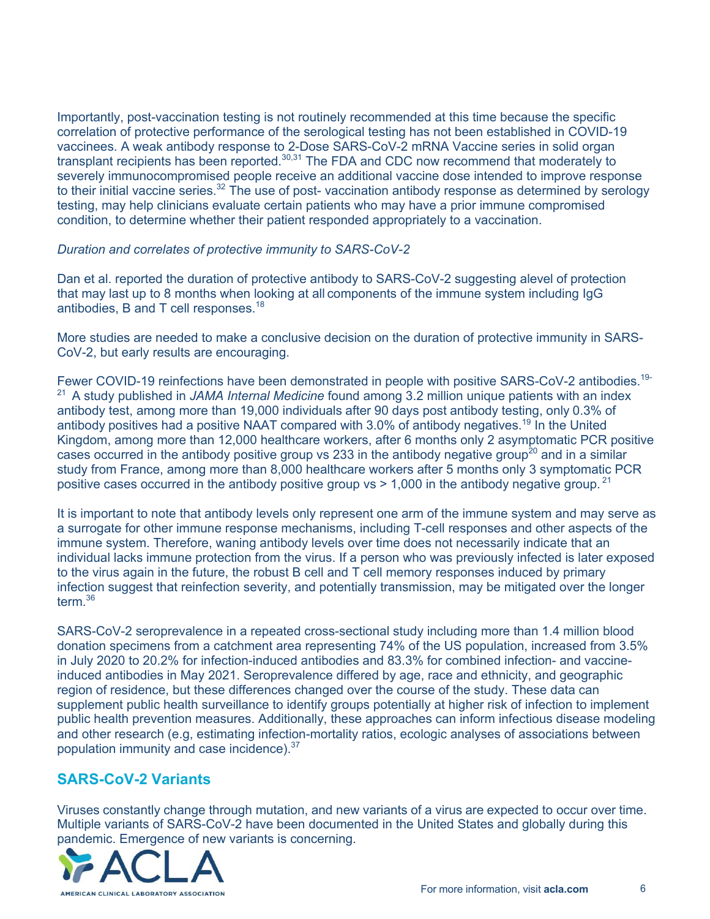Importantly, post-vaccination testing is not routinely recommended at this time because the specific correlation of protective performance of the serological testing has not been established in COVID-19 vaccinees. A weak antibody response to 2-Dose SARS-CoV-2 mRNA Vaccine series in solid organ transplant recipients has been reported.[30,31] The FDA and CDC now recommend that moderately to severely immunocompromised people receive an additional vaccine dose intended to improve response to their initial vaccine series.[32] The use of post- vaccination antibody response as determined by serology testing, may help clinicians evaluate certain patients who may have a prior immune compromised condition, to determine whether their patient responded appropriately to a vaccination.

*Duration and correlates of protective immunity to SARS-CoV-2*

Dan et al. reported the duration of protective antibody to SARS-CoV-2 suggesting alevel of protection that may last up to 8 months when looking at all components of the immune system including IgG antibodies, B and T cell responses.[18]

More studies are needed to make a conclusive decision on the duration of protective immunity in SARS-CoV-2, but early results are encouraging.

Fewer COVID-19 reinfections have been demonstrated in people with positive SARS-CoV-2 antibodies.[19-21] A study published in *JAMA Internal Medicine* found among 3.2 million unique patients with an index antibody test, among more than 19,000 individuals after 90 days post antibody testing, only 0.3% of antibody positives had a positive NAAT compared with 3.0% of antibody negatives.[19] In the United Kingdom, among more than 12,000 healthcare workers, after 6 months only 2 asymptomatic PCR positive cases occurred in the antibody positive group vs 233 in the antibody negative group[20] and in a similar study from France, among more than 8,000 healthcare workers after 5 months only 3 symptomatic PCR positive cases occurred in the antibody positive group vs > 1,000 in the antibody negative group.[21]

It is important to note that antibody levels only represent one arm of the immune system and may serve as a surrogate for other immune response mechanisms, including T-cell responses and other aspects of the immune system. Therefore, waning antibody levels over time does not necessarily indicate that an individual lacks immune protection from the virus. If a person who was previously infected is later exposed to the virus again in the future, the robust B cell and T cell memory responses induced by primary infection suggest that reinfection severity, and potentially transmission, may be mitigated over the longer term.[36]

SARS-CoV-2 seroprevalence in a repeated cross-sectional study including more than 1.4 million blood donation specimens from a catchment area representing 74% of the US population, increased from 3.5% in July 2020 to 20.2% for infection-induced antibodies and 83.3% for combined infection- and vaccine-induced antibodies in May 2021. Seroprevalence differed by age, race and ethnicity, and geographic region of residence, but these differences changed over the course of the study. These data can supplement public health surveillance to identify groups potentially at higher risk of infection to implement public health prevention measures. Additionally, these approaches can inform infectious disease modeling and other research (e.g, estimating infection-mortality ratios, ecologic analyses of associations between population immunity and case incidence).[37]

## SARS-CoV-2 Variants

Viruses constantly change through mutation, and new variants of a virus are expected to occur over time. Multiple variants of SARS-CoV-2 have been documented in the United States and globally during this pandemic. Emergence of new variants is concerning.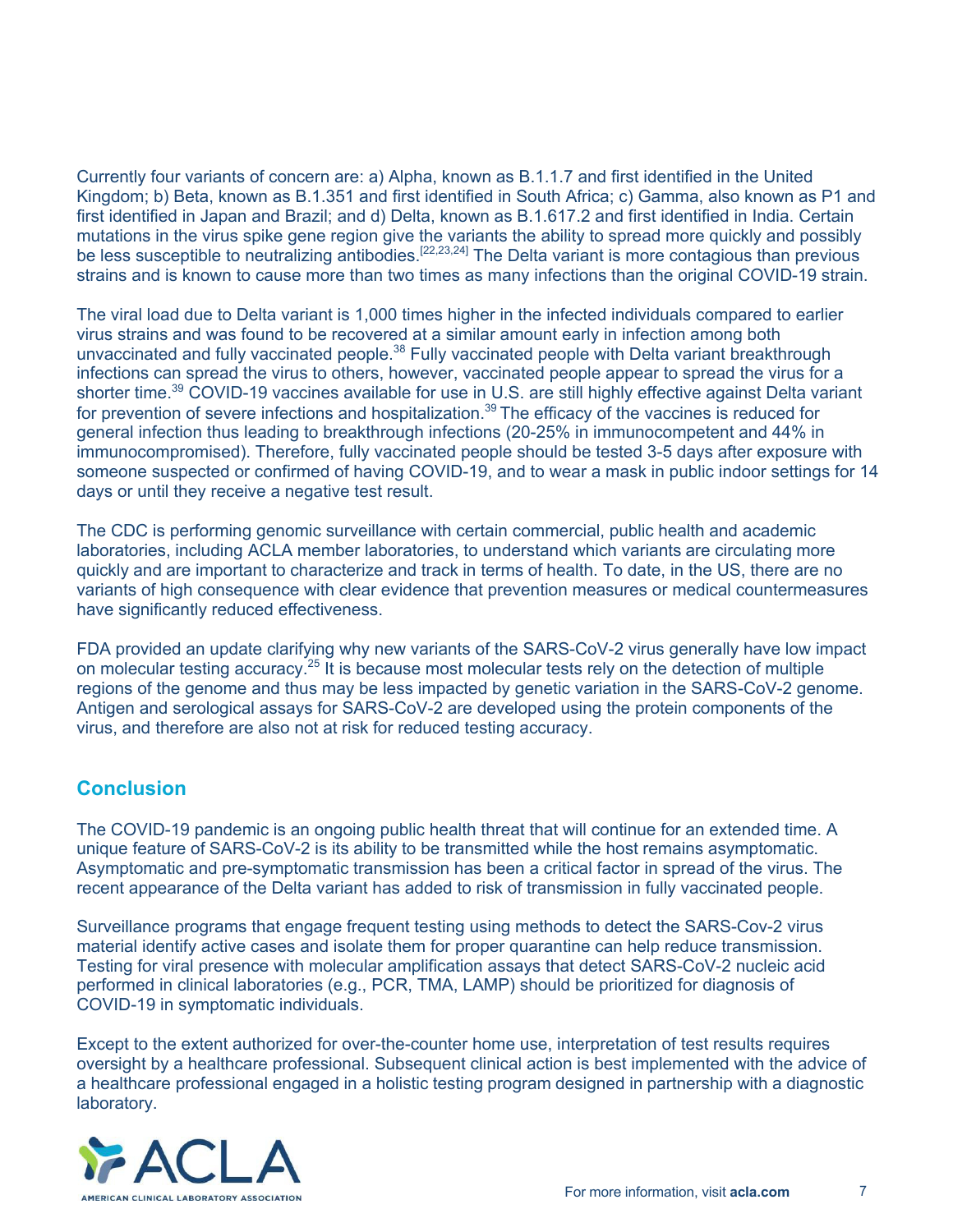Currently four variants of concern are: a) Alpha, known as B.1.1.7 and first identified in the United Kingdom; b) Beta, known as B.1.351 and first identified in South Africa; c) Gamma, also known as P1 and first identified in Japan and Brazil; and d) Delta, known as B.1.617.2 and first identified in India. Certain mutations in the virus spike gene region give the variants the ability to spread more quickly and possibly be less susceptible to neutralizing antibodies.[22,23,24] The Delta variant is more contagious than previous strains and is known to cause more than two times as many infections than the original COVID-19 strain.

The viral load due to Delta variant is 1,000 times higher in the infected individuals compared to earlier virus strains and was found to be recovered at a similar amount early in infection among both unvaccinated and fully vaccinated people.[38] Fully vaccinated people with Delta variant breakthrough infections can spread the virus to others, however, vaccinated people appear to spread the virus for a shorter time.[39] COVID-19 vaccines available for use in U.S. are still highly effective against Delta variant for prevention of severe infections and hospitalization.[39] The efficacy of the vaccines is reduced for general infection thus leading to breakthrough infections (20-25% in immunocompetent and 44% in immunocompromised). Therefore, fully vaccinated people should be tested 3-5 days after exposure with someone suspected or confirmed of having COVID-19, and to wear a mask in public indoor settings for 14 days or until they receive a negative test result.

The CDC is performing genomic surveillance with certain commercial, public health and academic laboratories, including ACLA member laboratories, to understand which variants are circulating more quickly and are important to characterize and track in terms of health. To date, in the US, there are no variants of high consequence with clear evidence that prevention measures or medical countermeasures have significantly reduced effectiveness.

FDA provided an update clarifying why new variants of the SARS-CoV-2 virus generally have low impact on molecular testing accuracy.[25] It is because most molecular tests rely on the detection of multiple regions of the genome and thus may be less impacted by genetic variation in the SARS-CoV-2 genome. Antigen and serological assays for SARS-CoV-2 are developed using the protein components of the virus, and therefore are also not at risk for reduced testing accuracy.

## Conclusion

The COVID-19 pandemic is an ongoing public health threat that will continue for an extended time. A unique feature of SARS-CoV-2 is its ability to be transmitted while the host remains asymptomatic. Asymptomatic and pre-symptomatic transmission has been a critical factor in spread of the virus. The recent appearance of the Delta variant has added to risk of transmission in fully vaccinated people.

Surveillance programs that engage frequent testing using methods to detect the SARS-Cov-2 virus material identify active cases and isolate them for proper quarantine can help reduce transmission. Testing for viral presence with molecular amplification assays that detect SARS-CoV-2 nucleic acid performed in clinical laboratories (e.g., PCR, TMA, LAMP) should be prioritized for diagnosis of COVID-19 in symptomatic individuals.

Except to the extent authorized for over-the-counter home use, interpretation of test results requires oversight by a healthcare professional. Subsequent clinical action is best implemented with the advice of a healthcare professional engaged in a holistic testing program designed in partnership with a diagnostic laboratory.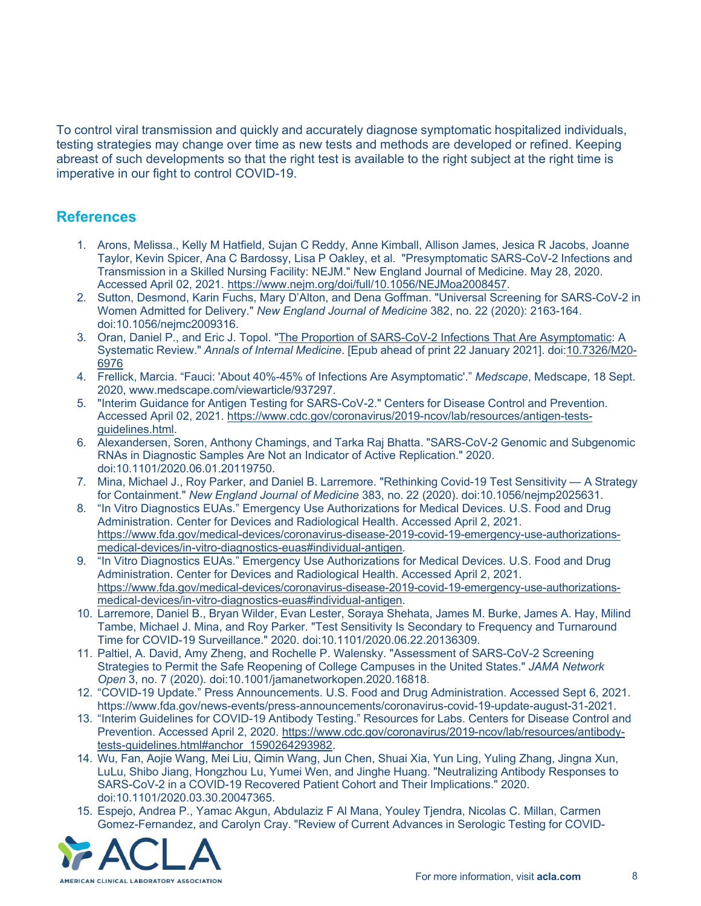To control viral transmission and quickly and accurately diagnose symptomatic hospitalized individuals, testing strategies may change over time as new tests and methods are developed or refined. Keeping abreast of such developments so that the right test is available to the right subject at the right time is imperative in our fight to control COVID-19.

## References

1. Arons, Melissa., Kelly M Hatfield, Sujan C Reddy, Anne Kimball, Allison James, Jesica R Jacobs, Joanne Taylor, Kevin Spicer, Ana C Bardossy, Lisa P Oakley, et al. "Presymptomatic SARS-CoV-2 Infections and Transmission in a Skilled Nursing Facility: NEJM." New England Journal of Medicine. May 28, 2020. Accessed April 02, 2021. https://www.nejm.org/doi/full/10.1056/NEJMoa2008457.
2. Sutton, Desmond, Karin Fuchs, Mary D'Alton, and Dena Goffman. "Universal Screening for SARS-CoV-2 in Women Admitted for Delivery." *New England Journal of Medicine* 382, no. 22 (2020): 2163-164. doi:10.1056/nejmc2009316.
3. Oran, Daniel P., and Eric J. Topol. "The Proportion of SARS-CoV-2 Infections That Are Asymptomatic: A Systematic Review." *Annals of Internal Medicine*. [Epub ahead of print 22 January 2021]. doi:10.7326/M20-6976
4. Frellick, Marcia. "Fauci: 'About 40%-45% of Infections Are Asymptomatic'." *Medscape*, Medscape, 18 Sept. 2020, www.medscape.com/viewarticle/937297.
5. "Interim Guidance for Antigen Testing for SARS-CoV-2." Centers for Disease Control and Prevention. Accessed April 02, 2021. https://www.cdc.gov/coronavirus/2019-ncov/lab/resources/antigen-tests-guidelines.html.
6. Alexandersen, Soren, Anthony Chamings, and Tarka Raj Bhatta. "SARS-CoV-2 Genomic and Subgenomic RNAs in Diagnostic Samples Are Not an Indicator of Active Replication." 2020. doi:10.1101/2020.06.01.20119750.
7. Mina, Michael J., Roy Parker, and Daniel B. Larremore. "Rethinking Covid-19 Test Sensitivity — A Strategy for Containment." *New England Journal of Medicine* 383, no. 22 (2020). doi:10.1056/nejmp2025631.
8. "In Vitro Diagnostics EUAs." Emergency Use Authorizations for Medical Devices. U.S. Food and Drug Administration. Center for Devices and Radiological Health. Accessed April 2, 2021. https://www.fda.gov/medical-devices/coronavirus-disease-2019-covid-19-emergency-use-authorizations-medical-devices/in-vitro-diagnostics-euas#individual-antigen.
9. "In Vitro Diagnostics EUAs." Emergency Use Authorizations for Medical Devices. U.S. Food and Drug Administration. Center for Devices and Radiological Health. Accessed April 2, 2021. https://www.fda.gov/medical-devices/coronavirus-disease-2019-covid-19-emergency-use-authorizations-medical-devices/in-vitro-diagnostics-euas#individual-antigen.
10. Larremore, Daniel B., Bryan Wilder, Evan Lester, Soraya Shehata, James M. Burke, James A. Hay, Milind Tambe, Michael J. Mina, and Roy Parker. "Test Sensitivity Is Secondary to Frequency and Turnaround Time for COVID-19 Surveillance." 2020. doi:10.1101/2020.06.22.20136309.
11. Paltiel, A. David, Amy Zheng, and Rochelle P. Walensky. "Assessment of SARS-CoV-2 Screening Strategies to Permit the Safe Reopening of College Campuses in the United States." *JAMA Network Open* 3, no. 7 (2020). doi:10.1001/jamanetworkopen.2020.16818.
12. "COVID-19 Update." Press Announcements. U.S. Food and Drug Administration. Accessed Sept 6, 2021. https://www.fda.gov/news-events/press-announcements/coronavirus-covid-19-update-august-31-2021.
13. "Interim Guidelines for COVID-19 Antibody Testing." Resources for Labs. Centers for Disease Control and Prevention. Accessed April 2, 2020. https://www.cdc.gov/coronavirus/2019-ncov/lab/resources/antibody-tests-guidelines.html#anchor_1590264293982.
14. Wu, Fan, Aojie Wang, Mei Liu, Qimin Wang, Jun Chen, Shuai Xia, Yun Ling, Yuling Zhang, Jingna Xun, LuLu, Shibo Jiang, Hongzhou Lu, Yumei Wen, and Jinghe Huang. "Neutralizing Antibody Responses to SARS-CoV-2 in a COVID-19 Recovered Patient Cohort and Their Implications." 2020. doi:10.1101/2020.03.30.20047365.
15. Espejo, Andrea P., Yamac Akgun, Abdulaziz F Al Mana, Youley Tjendra, Nicolas C. Millan, Carmen Gomez-Fernandez, and Carolyn Cray. "Review of Current Advances in Serologic Testing for COVID-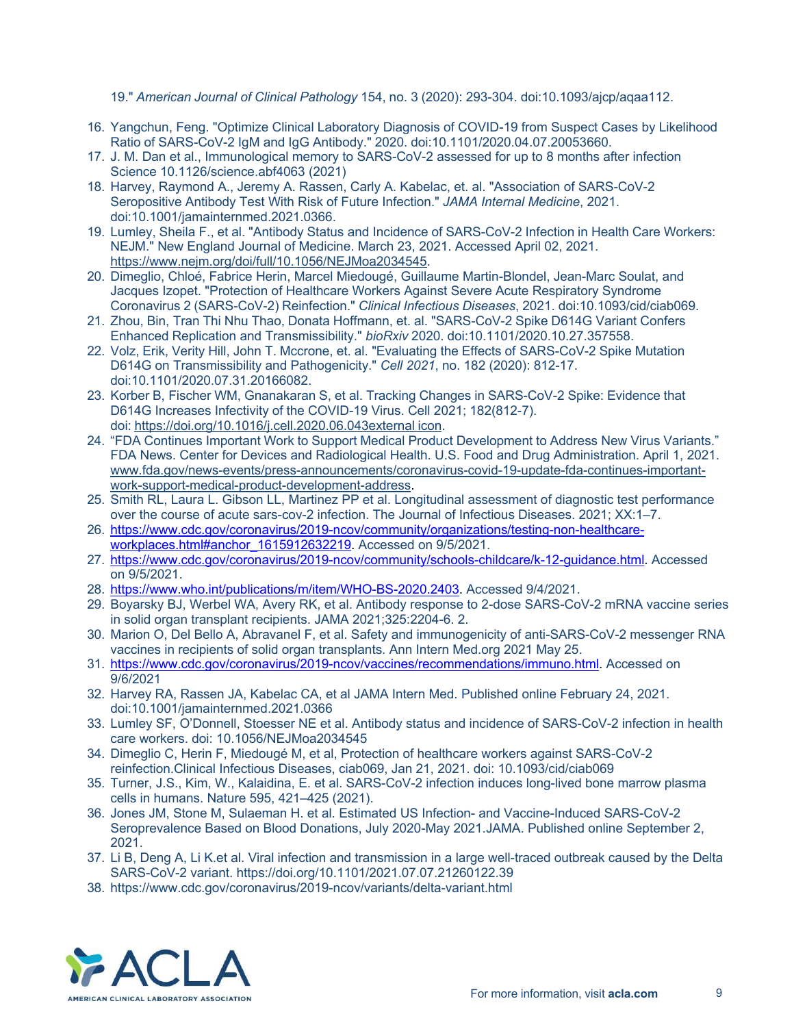19." *American Journal of Clinical Pathology* 154, no. 3 (2020): 293-304. doi:10.1093/ajcp/aqaa112.

16. Yangchun, Feng. "Optimize Clinical Laboratory Diagnosis of COVID-19 from Suspect Cases by Likelihood Ratio of SARS-CoV-2 IgM and IgG Antibody." 2020. doi:10.1101/2020.04.07.20053660.
17. J. M. Dan et al., Immunological memory to SARS-CoV-2 assessed for up to 8 months after infection Science 10.1126/science.abf4063 (2021)
18. Harvey, Raymond A., Jeremy A. Rassen, Carly A. Kabelac, et. al. "Association of SARS-CoV-2 Seropositive Antibody Test With Risk of Future Infection." *JAMA Internal Medicine*, 2021. doi:10.1001/jamainternmed.2021.0366.
19. Lumley, Sheila F., et al. "Antibody Status and Incidence of SARS-CoV-2 Infection in Health Care Workers: NEJM." New England Journal of Medicine. March 23, 2021. Accessed April 02, 2021. https://www.nejm.org/doi/full/10.1056/NEJMoa2034545.
20. Dimeglio, Chloé, Fabrice Herin, Marcel Miedougé, Guillaume Martin-Blondel, Jean-Marc Soulat, and Jacques Izopet. "Protection of Healthcare Workers Against Severe Acute Respiratory Syndrome Coronavirus 2 (SARS-CoV-2) Reinfection." *Clinical Infectious Diseases*, 2021. doi:10.1093/cid/ciab069.
21. Zhou, Bin, Tran Thi Nhu Thao, Donata Hoffmann, et. al. "SARS-CoV-2 Spike D614G Variant Confers Enhanced Replication and Transmissibility." *bioRxiv* 2020. doi:10.1101/2020.10.27.357558.
22. Volz, Erik, Verity Hill, John T. Mccrone, et. al. "Evaluating the Effects of SARS-CoV-2 Spike Mutation D614G on Transmissibility and Pathogenicity." *Cell 2021*, no. 182 (2020): 812-17. doi:10.1101/2020.07.31.20166082.
23. Korber B, Fischer WM, Gnanakaran S, et al. Tracking Changes in SARS-CoV-2 Spike: Evidence that D614G Increases Infectivity of the COVID-19 Virus. Cell 2021; 182(812-7). doi: https://doi.org/10.1016/j.cell.2020.06.043external icon.
24. "FDA Continues Important Work to Support Medical Product Development to Address New Virus Variants." FDA News. Center for Devices and Radiological Health. U.S. Food and Drug Administration. April 1, 2021. www.fda.gov/news-events/press-announcements/coronavirus-covid-19-update-fda-continues-important-work-support-medical-product-development-address.
25. Smith RL, Laura L. Gibson LL, Martinez PP et al. Longitudinal assessment of diagnostic test performance over the course of acute sars-cov-2 infection. The Journal of Infectious Diseases. 2021; XX:1–7.
26. https://www.cdc.gov/coronavirus/2019-ncov/community/organizations/testing-non-healthcare-workplaces.html#anchor_1615912632219. Accessed on 9/5/2021.
27. https://www.cdc.gov/coronavirus/2019-ncov/community/schools-childcare/k-12-guidance.html. Accessed on 9/5/2021.
28. https://www.who.int/publications/m/item/WHO-BS-2020.2403. Accessed 9/4/2021.
29. Boyarsky BJ, Werbel WA, Avery RK, et al. Antibody response to 2-dose SARS-CoV-2 mRNA vaccine series in solid organ transplant recipients. JAMA 2021;325:2204-6. 2.
30. Marion O, Del Bello A, Abravanel F, et al. Safety and immunogenicity of anti-SARS-CoV-2 messenger RNA vaccines in recipients of solid organ transplants. Ann Intern Med.org 2021 May 25.
31. https://www.cdc.gov/coronavirus/2019-ncov/vaccines/recommendations/immuno.html. Accessed on 9/6/2021
32. Harvey RA, Rassen JA, Kabelac CA, et al JAMA Intern Med. Published online February 24, 2021. doi:10.1001/jamainternmed.2021.0366
33. Lumley SF, O'Donnell, Stoesser NE et al. Antibody status and incidence of SARS-CoV-2 infection in health care workers. doi: 10.1056/NEJMoa2034545
34. Dimeglio C, Herin F, Miedougé M, et al, Protection of healthcare workers against SARS-CoV-2 reinfection.Clinical Infectious Diseases, ciab069, Jan 21, 2021. doi: 10.1093/cid/ciab069
35. Turner, J.S., Kim, W., Kalaidina, E. et al. SARS-CoV-2 infection induces long-lived bone marrow plasma cells in humans. Nature 595, 421–425 (2021).
36. Jones JM, Stone M, Sulaeman H. et al. Estimated US Infection- and Vaccine-Induced SARS-CoV-2 Seroprevalence Based on Blood Donations, July 2020-May 2021.JAMA. Published online September 2, 2021.
37. Li B, Deng A, Li K.et al. Viral infection and transmission in a large well-traced outbreak caused by the Delta SARS-CoV-2 variant. https://doi.org/10.1101/2021.07.07.21260122.39
38. https://www.cdc.gov/coronavirus/2019-ncov/variants/delta-variant.html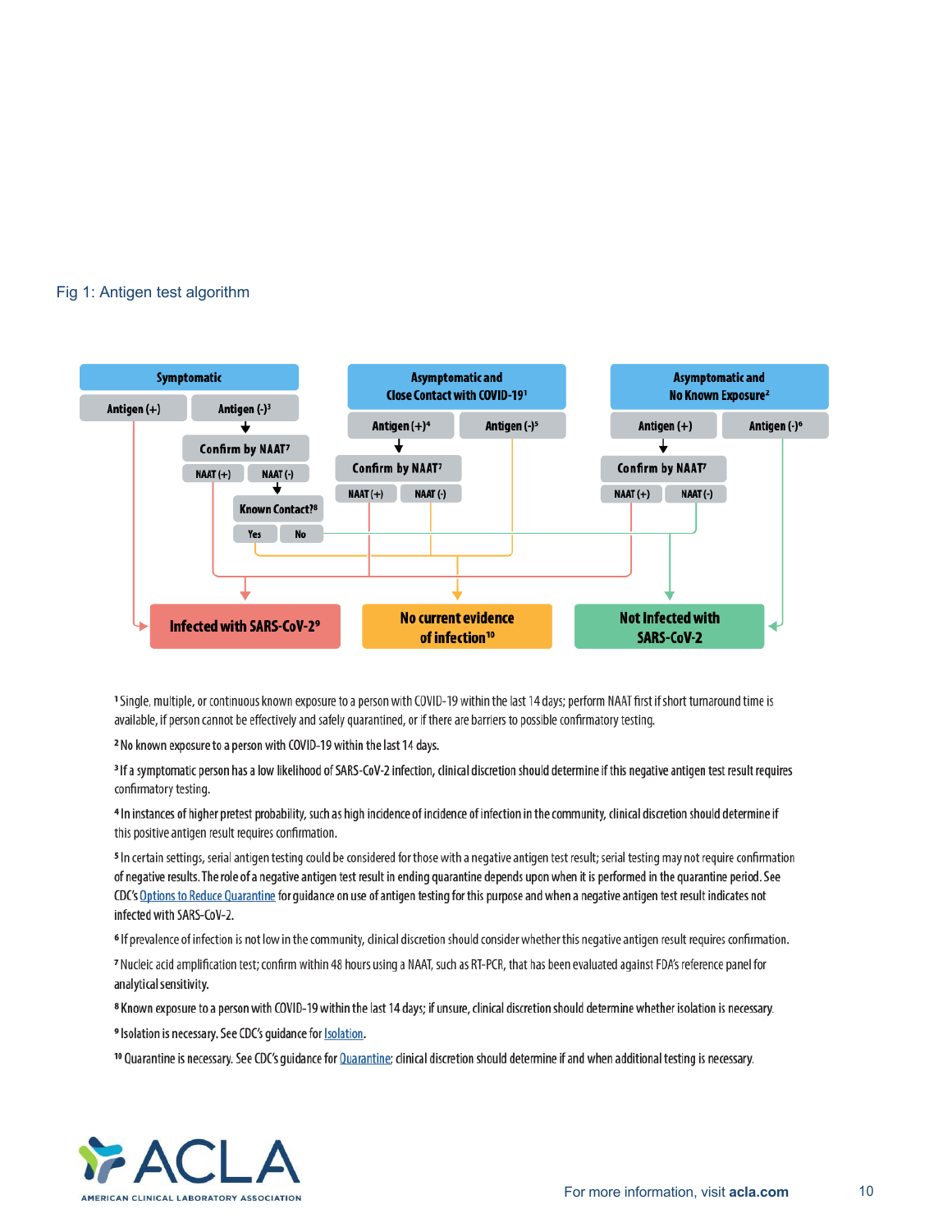Fig 1: Antigen test algorithm

**Symptomatic**
- Antigen (+) → Infected with SARS-CoV-2[9]
- Antigen (-)[3] → Confirm by NAAT[7]
  - NAAT (+) → Infected with SARS-CoV-2[9]
  - NAAT (-) → Known Contact?[8]
    - Yes → No current evidence of infection[10]
    - No → Not Infected with SARS-CoV-2

**Asymptomatic and Close Contact with COVID-19[1]**
- Antigen (+)[4] → Confirm by NAAT[7]
  - NAAT (+) → Infected with SARS-CoV-2[9]
  - NAAT (-) → No current evidence of infection[10]
- Antigen (-)[5] → No current evidence of infection[10]

**Asymptomatic and No Known Exposure[2]**
- Antigen (+) → Confirm by NAAT[7]
  - NAAT (+) → Infected with SARS-CoV-2[9]
  - NAAT (-) → Not Infected with SARS-CoV-2
- Antigen (-)[6] → Not Infected with SARS-CoV-2

[1] Single, multiple, or continuous known exposure to a person with COVID-19 within the last 14 days; perform NAAT first if short turnaround time is available, if person cannot be effectively and safely quarantined, or if there are barriers to possible confirmatory testing.

[2] No known exposure to a person with COVID-19 within the last 14 days.

[3] If a symptomatic person has a low likelihood of SARS-CoV-2 infection, clinical discretion should determine if this negative antigen test result requires confirmatory testing.

[4] In instances of higher pretest probability, such as high incidence of incidence of infection in the community, clinical discretion should determine if this positive antigen result requires confirmation.

[5] In certain settings, serial antigen testing could be considered for those with a negative antigen test result; serial testing may not require confirmation of negative results. The role of a negative antigen test result in ending quarantine depends upon when it is performed in the quarantine period. See CDC's Options to Reduce Quarantine for guidance on use of antigen testing for this purpose and when a negative antigen test result indicates not infected with SARS-CoV-2.

[6] If prevalence of infection is not low in the community, clinical discretion should consider whether this negative antigen result requires confirmation.

[7] Nucleic acid amplification test; confirm within 48 hours using a NAAT, such as RT-PCR, that has been evaluated against FDA's reference panel for analytical sensitivity.

[8] Known exposure to a person with COVID-19 within the last 14 days; if unsure, clinical discretion should determine whether isolation is necessary.

[9] Isolation is necessary. See CDC's guidance for Isolation.

[10] Quarantine is necessary. See CDC's guidance for Quarantine; clinical discretion should determine if and when additional testing is necessary.

ACLA AMERICAN CLINICAL LABORATORY ASSOCIATION

For more information, visit **acla.com**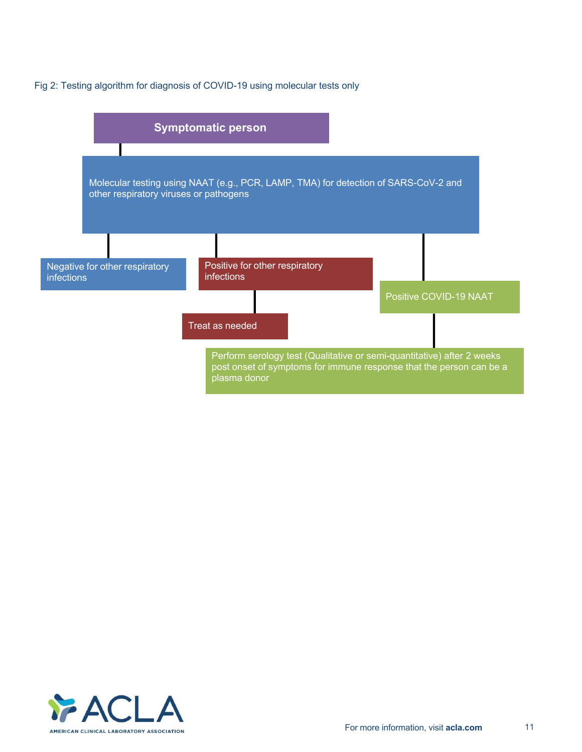Fig 2: Testing algorithm for diagnosis of COVID-19 using molecular tests only

Symptomatic person

Molecular testing using NAAT (e.g., PCR, LAMP, TMA) for detection of SARS-CoV-2 and other respiratory viruses or pathogens

Negative for other respiratory infections

Positive for other respiratory infections

Treat as needed

Positive COVID-19 NAAT

Perform serology test (Qualitative or semi-quantitative) after 2 weeks post onset of symptoms for immune response that the person can be a plasma donor